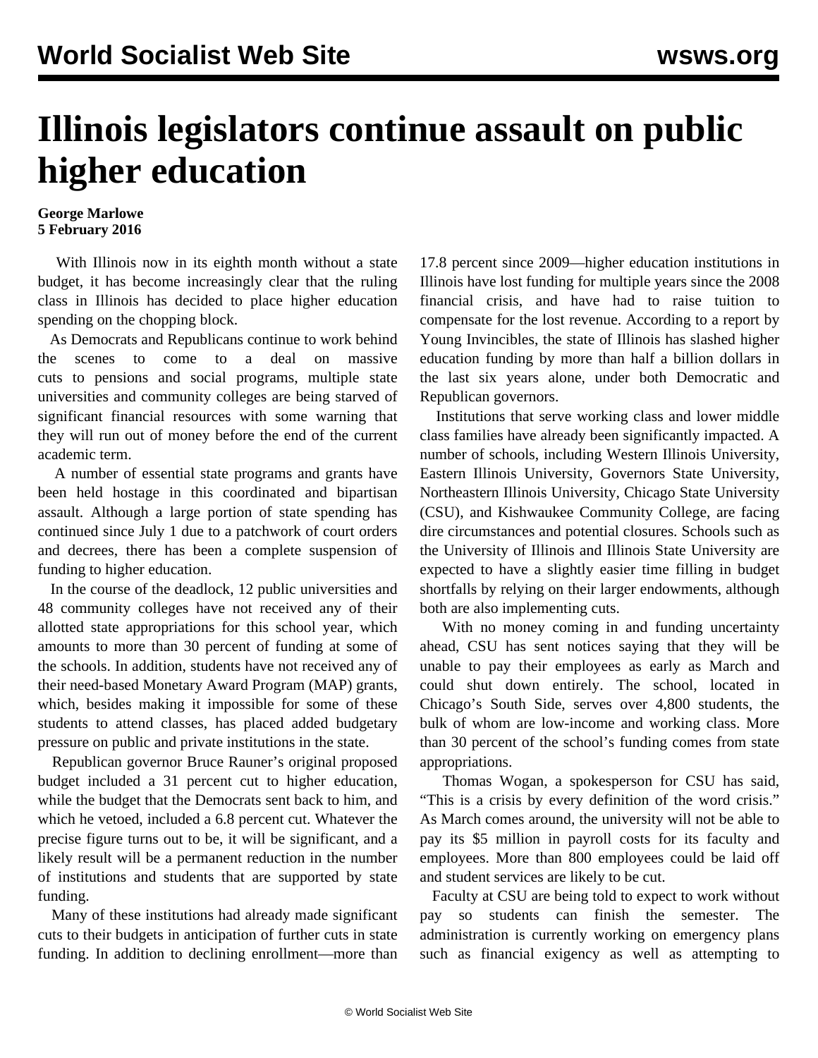# Illinois legislators continue assault on public higher education

**George Marlowe**
**5 February 2016**

With Illinois now in its eighth month without a state budget, it has become increasingly clear that the ruling class in Illinois has decided to place higher education spending on the chopping block.

As Democrats and Republicans continue to work behind the scenes to come to a deal on massive cuts to pensions and social programs, multiple state universities and community colleges are being starved of significant financial resources with some warning that they will run out of money before the end of the current academic term.

A number of essential state programs and grants have been held hostage in this coordinated and bipartisan assault. Although a large portion of state spending has continued since July 1 due to a patchwork of court orders and decrees, there has been a complete suspension of funding to higher education.

In the course of the deadlock, 12 public universities and 48 community colleges have not received any of their allotted state appropriations for this school year, which amounts to more than 30 percent of funding at some of the schools. In addition, students have not received any of their need-based Monetary Award Program (MAP) grants, which, besides making it impossible for some of these students to attend classes, has placed added budgetary pressure on public and private institutions in the state.

Republican governor Bruce Rauner's original proposed budget included a 31 percent cut to higher education, while the budget that the Democrats sent back to him, and which he vetoed, included a 6.8 percent cut. Whatever the precise figure turns out to be, it will be significant, and a likely result will be a permanent reduction in the number of institutions and students that are supported by state funding.

Many of these institutions had already made significant cuts to their budgets in anticipation of further cuts in state funding. In addition to declining enrollment—more than 17.8 percent since 2009—higher education institutions in Illinois have lost funding for multiple years since the 2008 financial crisis, and have had to raise tuition to compensate for the lost revenue. According to a report by Young Invincibles, the state of Illinois has slashed higher education funding by more than half a billion dollars in the last six years alone, under both Democratic and Republican governors.

Institutions that serve working class and lower middle class families have already been significantly impacted. A number of schools, including Western Illinois University, Eastern Illinois University, Governors State University, Northeastern Illinois University, Chicago State University (CSU), and Kishwaukee Community College, are facing dire circumstances and potential closures. Schools such as the University of Illinois and Illinois State University are expected to have a slightly easier time filling in budget shortfalls by relying on their larger endowments, although both are also implementing cuts.

With no money coming in and funding uncertainty ahead, CSU has sent notices saying that they will be unable to pay their employees as early as March and could shut down entirely. The school, located in Chicago's South Side, serves over 4,800 students, the bulk of whom are low-income and working class. More than 30 percent of the school's funding comes from state appropriations.

Thomas Wogan, a spokesperson for CSU has said, "This is a crisis by every definition of the word crisis." As March comes around, the university will not be able to pay its $5 million in payroll costs for its faculty and employees. More than 800 employees could be laid off and student services are likely to be cut.

Faculty at CSU are being told to expect to work without pay so students can finish the semester. The administration is currently working on emergency plans such as financial exigency as well as attempting to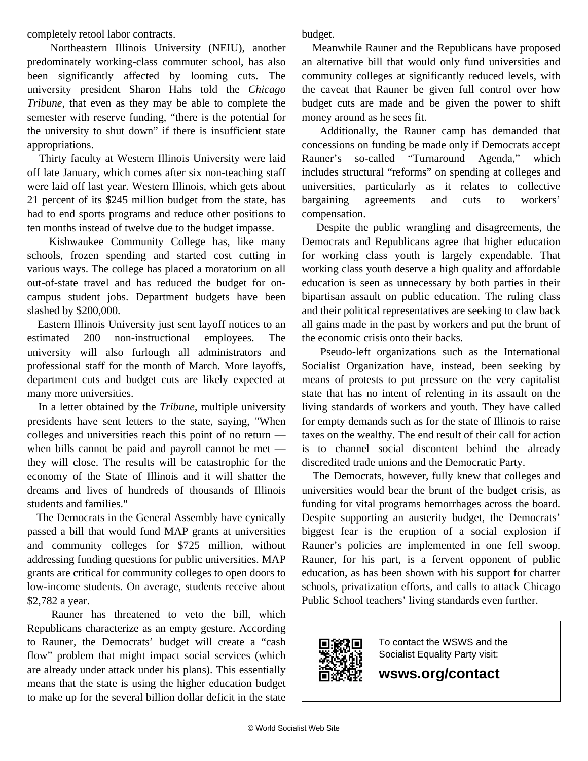completely retool labor contracts.

Northeastern Illinois University (NEIU), another predominately working-class commuter school, has also been significantly affected by looming cuts. The university president Sharon Hahs told the *Chicago Tribune*, that even as they may be able to complete the semester with reserve funding, "there is the potential for the university to shut down" if there is insufficient state appropriations.

Thirty faculty at Western Illinois University were laid off late January, which comes after six non-teaching staff were laid off last year. Western Illinois, which gets about 21 percent of its $245 million budget from the state, has had to end sports programs and reduce other positions to ten months instead of twelve due to the budget impasse.

Kishwaukee Community College has, like many schools, frozen spending and started cost cutting in various ways. The college has placed a moratorium on all out-of-state travel and has reduced the budget for on-campus student jobs. Department budgets have been slashed by $200,000.

Eastern Illinois University just sent layoff notices to an estimated 200 non-instructional employees. The university will also furlough all administrators and professional staff for the month of March. More layoffs, department cuts and budget cuts are likely expected at many more universities.

In a letter obtained by the *Tribune*, multiple university presidents have sent letters to the state, saying, "When colleges and universities reach this point of no return — when bills cannot be paid and payroll cannot be met — they will close. The results will be catastrophic for the economy of the State of Illinois and it will shatter the dreams and lives of hundreds of thousands of Illinois students and families."

The Democrats in the General Assembly have cynically passed a bill that would fund MAP grants at universities and community colleges for $725 million, without addressing funding questions for public universities. MAP grants are critical for community colleges to open doors to low-income students. On average, students receive about $2,782 a year.

Rauner has threatened to veto the bill, which Republicans characterize as an empty gesture. According to Rauner, the Democrats' budget will create a "cash flow" problem that might impact social services (which are already under attack under his plans). This essentially means that the state is using the higher education budget to make up for the several billion dollar deficit in the state budget.

Meanwhile Rauner and the Republicans have proposed an alternative bill that would only fund universities and community colleges at significantly reduced levels, with the caveat that Rauner be given full control over how budget cuts are made and be given the power to shift money around as he sees fit.

Additionally, the Rauner camp has demanded that concessions on funding be made only if Democrats accept Rauner's so-called "Turnaround Agenda," which includes structural "reforms" on spending at colleges and universities, particularly as it relates to collective bargaining agreements and cuts to workers' compensation.

Despite the public wrangling and disagreements, the Democrats and Republicans agree that higher education for working class youth is largely expendable. That working class youth deserve a high quality and affordable education is seen as unnecessary by both parties in their bipartisan assault on public education. The ruling class and their political representatives are seeking to claw back all gains made in the past by workers and put the brunt of the economic crisis onto their backs.

Pseudo-left organizations such as the International Socialist Organization have, instead, been seeking by means of protests to put pressure on the very capitalist state that has no intent of relenting in its assault on the living standards of workers and youth. They have called for empty demands such as for the state of Illinois to raise taxes on the wealthy. The end result of their call for action is to channel social discontent behind the already discredited trade unions and the Democratic Party.

The Democrats, however, fully knew that colleges and universities would bear the brunt of the budget crisis, as funding for vital programs hemorrhages across the board. Despite supporting an austerity budget, the Democrats' biggest fear is the eruption of a social explosion if Rauner's policies are implemented in one fell swoop. Rauner, for his part, is a fervent opponent of public education, as has been shown with his support for charter schools, privatization efforts, and calls to attack Chicago Public School teachers' living standards even further.

To contact the WSWS and the Socialist Equality Party visit:

**wsws.org/contact**